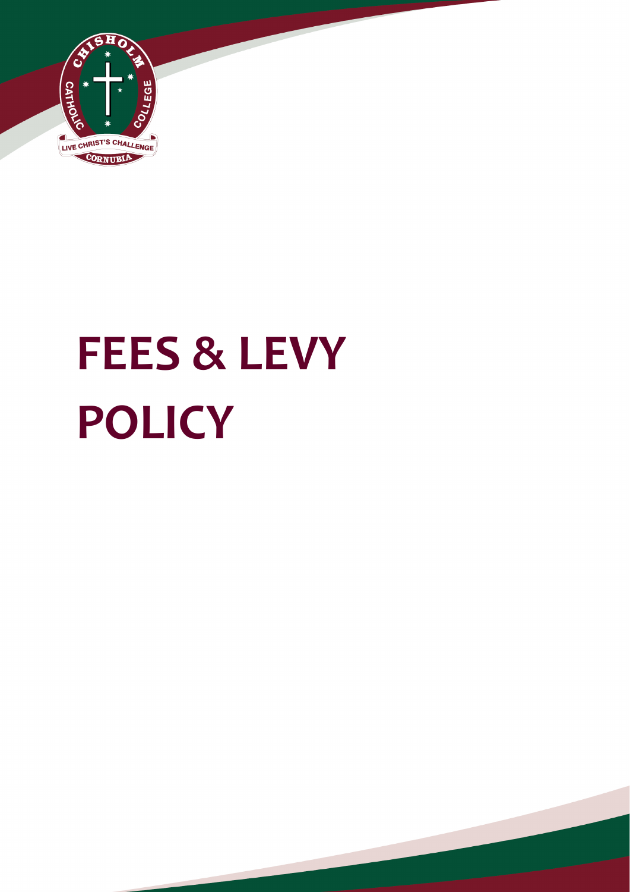# FEES & LEVY POLICY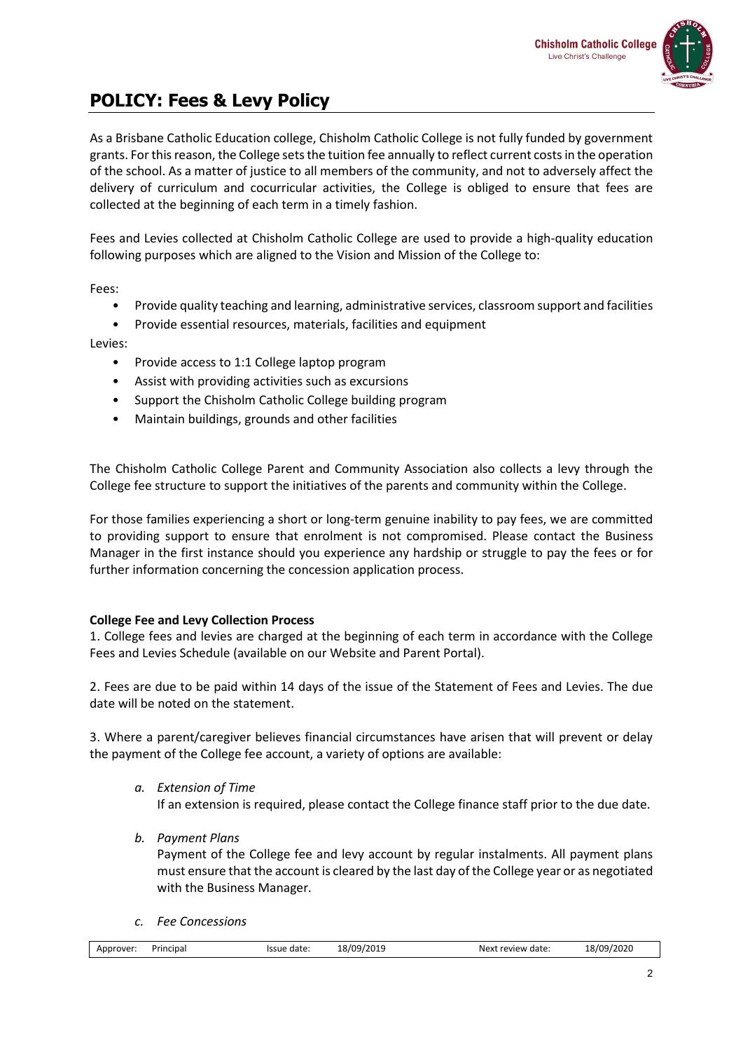# POLICY: Fees & Levy Policy

As a Brisbane Catholic Education college, Chisholm Catholic College is not fully funded by government grants. For this reason, the College sets the tuition fee annually to reflect current costs in the operation of the school. As a matter of justice to all members of the community, and not to adversely affect the delivery of curriculum and cocurricular activities, the College is obliged to ensure that fees are collected at the beginning of each term in a timely fashion.

Fees and Levies collected at Chisholm Catholic College are used to provide a high-quality education following purposes which are aligned to the Vision and Mission of the College to:

Fees:

- Provide quality teaching and learning, administrative services, classroom support and facilities
- Provide essential resources, materials, facilities and equipment

Levies:

- Provide access to 1:1 College laptop program
- Assist with providing activities such as excursions
- Support the Chisholm Catholic College building program
- Maintain buildings, grounds and other facilities

The Chisholm Catholic College Parent and Community Association also collects a levy through the College fee structure to support the initiatives of the parents and community within the College.

For those families experiencing a short or long-term genuine inability to pay fees, we are committed to providing support to ensure that enrolment is not compromised. Please contact the Business Manager in the first instance should you experience any hardship or struggle to pay the fees or for further information concerning the concession application process.

**College Fee and Levy Collection Process**

1. College fees and levies are charged at the beginning of each term in accordance with the College Fees and Levies Schedule (available on our Website and Parent Portal).

2. Fees are due to be paid within 14 days of the issue of the Statement of Fees and Levies. The due date will be noted on the statement.

3. Where a parent/caregiver believes financial circumstances have arisen that will prevent or delay the payment of the College fee account, a variety of options are available:

   a. *Extension of Time*
      If an extension is required, please contact the College finance staff prior to the due date.

   b. *Payment Plans*
      Payment of the College fee and levy account by regular instalments. All payment plans must ensure that the account is cleared by the last day of the College year or as negotiated with the Business Manager.

   c. *Fee Concessions*

| Approver: | Principal | Issue date: | 18/09/2019 | Next review date: | 18/09/2020 |
|---|---|---|---|---|---|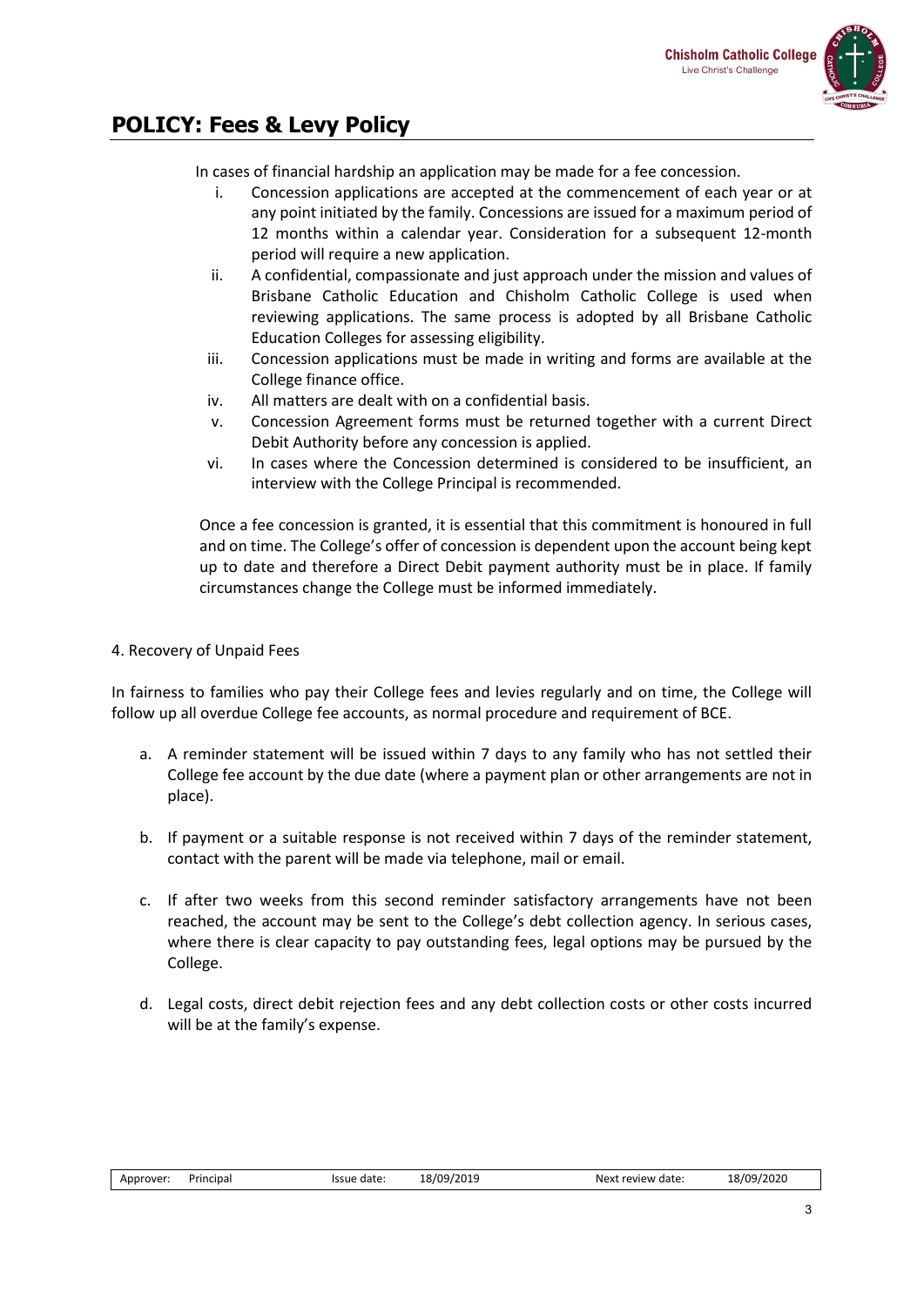In cases of financial hardship an application may be made for a fee concession.

i. Concession applications are accepted at the commencement of each year or at any point initiated by the family. Concessions are issued for a maximum period of 12 months within a calendar year. Consideration for a subsequent 12-month period will require a new application.
ii. A confidential, compassionate and just approach under the mission and values of Brisbane Catholic Education and Chisholm Catholic College is used when reviewing applications. The same process is adopted by all Brisbane Catholic Education Colleges for assessing eligibility.
iii. Concession applications must be made in writing and forms are available at the College finance office.
iv. All matters are dealt with on a confidential basis.
v. Concession Agreement forms must be returned together with a current Direct Debit Authority before any concession is applied.
vi. In cases where the Concession determined is considered to be insufficient, an interview with the College Principal is recommended.

Once a fee concession is granted, it is essential that this commitment is honoured in full and on time. The College's offer of concession is dependent upon the account being kept up to date and therefore a Direct Debit payment authority must be in place. If family circumstances change the College must be informed immediately.

4. Recovery of Unpaid Fees

In fairness to families who pay their College fees and levies regularly and on time, the College will follow up all overdue College fee accounts, as normal procedure and requirement of BCE.

a. A reminder statement will be issued within 7 days to any family who has not settled their College fee account by the due date (where a payment plan or other arrangements are not in place).

b. If payment or a suitable response is not received within 7 days of the reminder statement, contact with the parent will be made via telephone, mail or email.

c. If after two weeks from this second reminder satisfactory arrangements have not been reached, the account may be sent to the College's debt collection agency. In serious cases, where there is clear capacity to pay outstanding fees, legal options may be pursued by the College.

d. Legal costs, direct debit rejection fees and any debt collection costs or other costs incurred will be at the family's expense.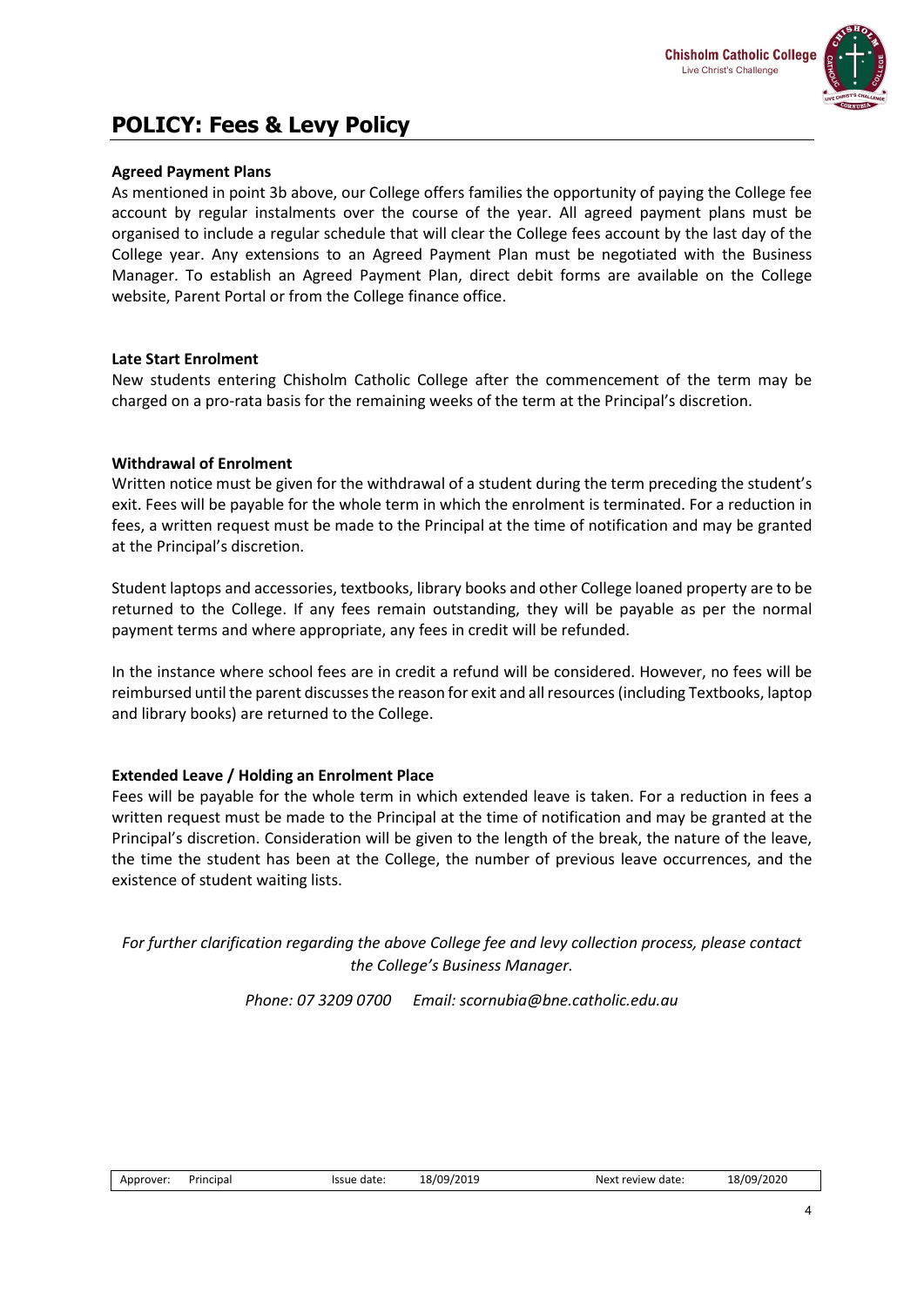## POLICY: Fees & Levy Policy

**Agreed Payment Plans**

As mentioned in point 3b above, our College offers families the opportunity of paying the College fee account by regular instalments over the course of the year. All agreed payment plans must be organised to include a regular schedule that will clear the College fees account by the last day of the College year. Any extensions to an Agreed Payment Plan must be negotiated with the Business Manager. To establish an Agreed Payment Plan, direct debit forms are available on the College website, Parent Portal or from the College finance office.

**Late Start Enrolment**

New students entering Chisholm Catholic College after the commencement of the term may be charged on a pro-rata basis for the remaining weeks of the term at the Principal's discretion.

**Withdrawal of Enrolment**

Written notice must be given for the withdrawal of a student during the term preceding the student's exit. Fees will be payable for the whole term in which the enrolment is terminated. For a reduction in fees, a written request must be made to the Principal at the time of notification and may be granted at the Principal's discretion.

Student laptops and accessories, textbooks, library books and other College loaned property are to be returned to the College. If any fees remain outstanding, they will be payable as per the normal payment terms and where appropriate, any fees in credit will be refunded.

In the instance where school fees are in credit a refund will be considered. However, no fees will be reimbursed until the parent discusses the reason for exit and all resources (including Textbooks, laptop and library books) are returned to the College.

**Extended Leave / Holding an Enrolment Place**

Fees will be payable for the whole term in which extended leave is taken. For a reduction in fees a written request must be made to the Principal at the time of notification and may be granted at the Principal's discretion. Consideration will be given to the length of the break, the nature of the leave, the time the student has been at the College, the number of previous leave occurrences, and the existence of student waiting lists.

*For further clarification regarding the above College fee and levy collection process, please contact the College's Business Manager.*

*Phone: 07 3209 0700 Email: scornubia@bne.catholic.edu.au*

| Approver: | Principal | Issue date: | 18/09/2019 | Next review date: | 18/09/2020 |
| --- | --- | --- | --- | --- | --- |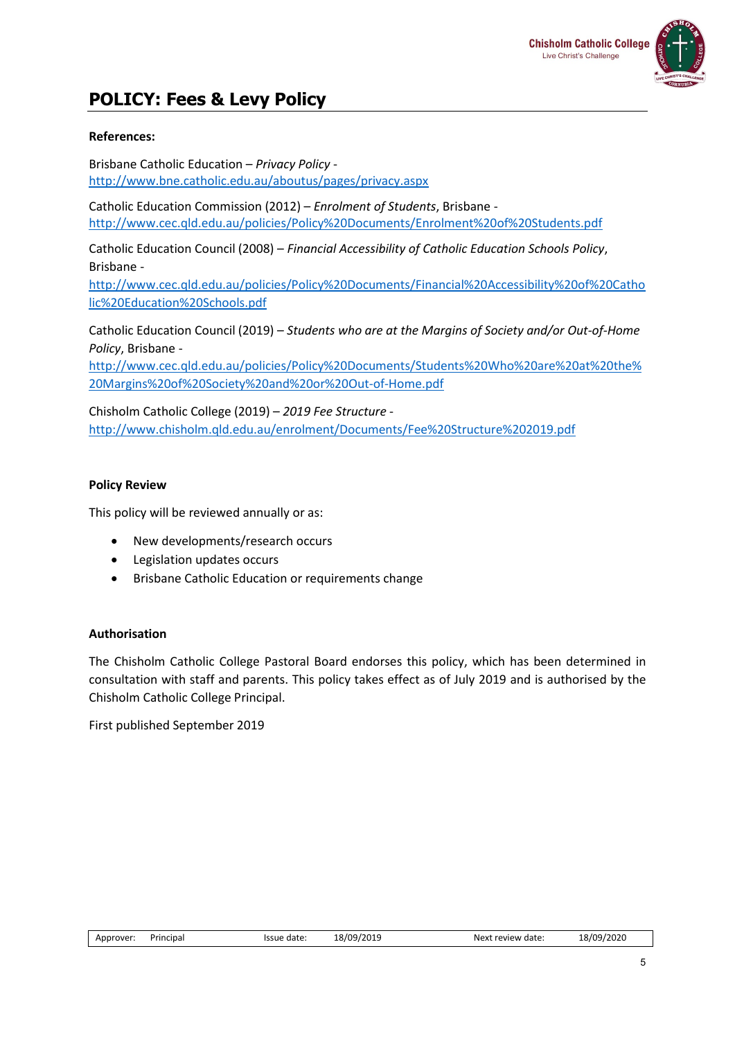# POLICY: Fees & Levy Policy

**References:**

Brisbane Catholic Education – *Privacy Policy* - http://www.bne.catholic.edu.au/aboutus/pages/privacy.aspx

Catholic Education Commission (2012) – *Enrolment of Students*, Brisbane - http://www.cec.qld.edu.au/policies/Policy%20Documents/Enrolment%20of%20Students.pdf

Catholic Education Council (2008) – *Financial Accessibility of Catholic Education Schools Policy*, Brisbane - http://www.cec.qld.edu.au/policies/Policy%20Documents/Financial%20Accessibility%20of%20Catholic%20Education%20Schools.pdf

Catholic Education Council (2019) – *Students who are at the Margins of Society and/or Out-of-Home Policy*, Brisbane - http://www.cec.qld.edu.au/policies/Policy%20Documents/Students%20Who%20are%20at%20the%20Margins%20of%20Society%20and%20or%20Out-of-Home.pdf

Chisholm Catholic College (2019) – *2019 Fee Structure* - http://www.chisholm.qld.edu.au/enrolment/Documents/Fee%20Structure%202019.pdf

**Policy Review**

This policy will be reviewed annually or as:

- New developments/research occurs
- Legislation updates occurs
- Brisbane Catholic Education or requirements change

**Authorisation**

The Chisholm Catholic College Pastoral Board endorses this policy, which has been determined in consultation with staff and parents. This policy takes effect as of July 2019 and is authorised by the Chisholm Catholic College Principal.

First published September 2019

| | | | | | |
|---|---|---|---|---|---|
| Approver: | Principal | Issue date: | 18/09/2019 | Next review date: | 18/09/2020 |